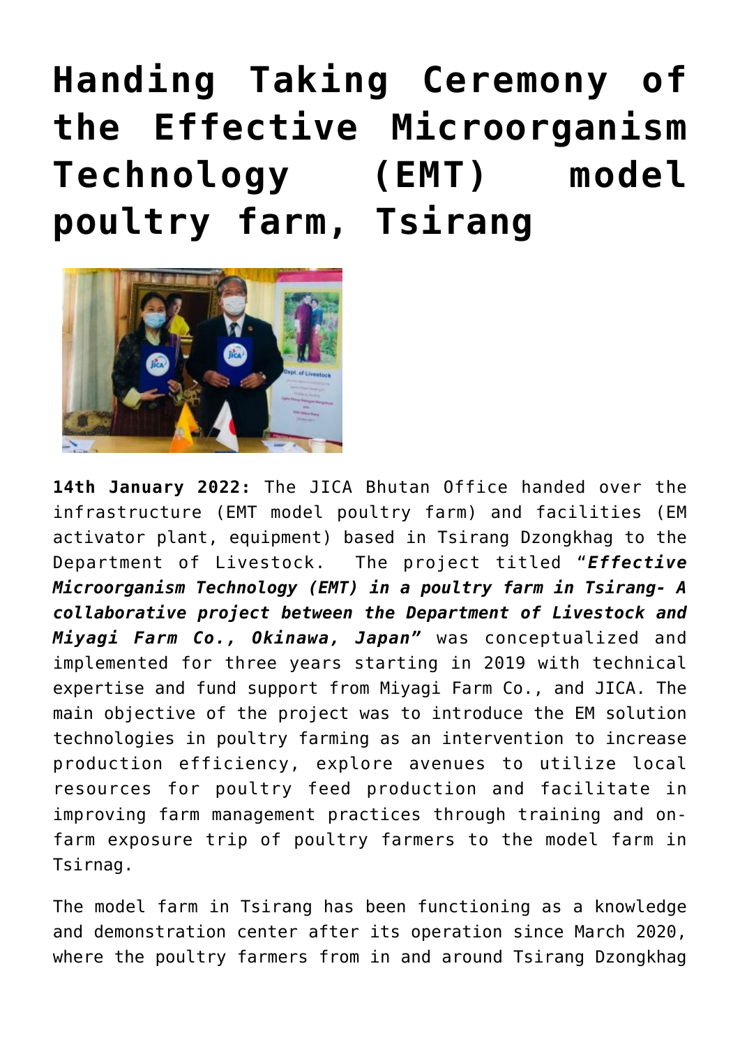# Handing Taking Ceremony of the Effective Microorganism Technology (EMT) model poultry farm, Tsirang

**14th January 2022:** The JICA Bhutan Office handed over the infrastructure (EMT model poultry farm) and facilities (EM activator plant, equipment) based in Tsirang Dzongkhag to the Department of Livestock. The project titled "***Effective Microorganism Technology (EMT) in a poultry farm in Tsirang- A collaborative project between the Department of Livestock and Miyagi Farm Co., Okinawa, Japan"*** was conceptualized and implemented for three years starting in 2019 with technical expertise and fund support from Miyagi Farm Co., and JICA. The main objective of the project was to introduce the EM solution technologies in poultry farming as an intervention to increase production efficiency, explore avenues to utilize local resources for poultry feed production and facilitate in improving farm management practices through training and on-farm exposure trip of poultry farmers to the model farm in Tsirnag.

The model farm in Tsirang has been functioning as a knowledge and demonstration center after its operation since March 2020, where the poultry farmers from in and around Tsirang Dzongkhag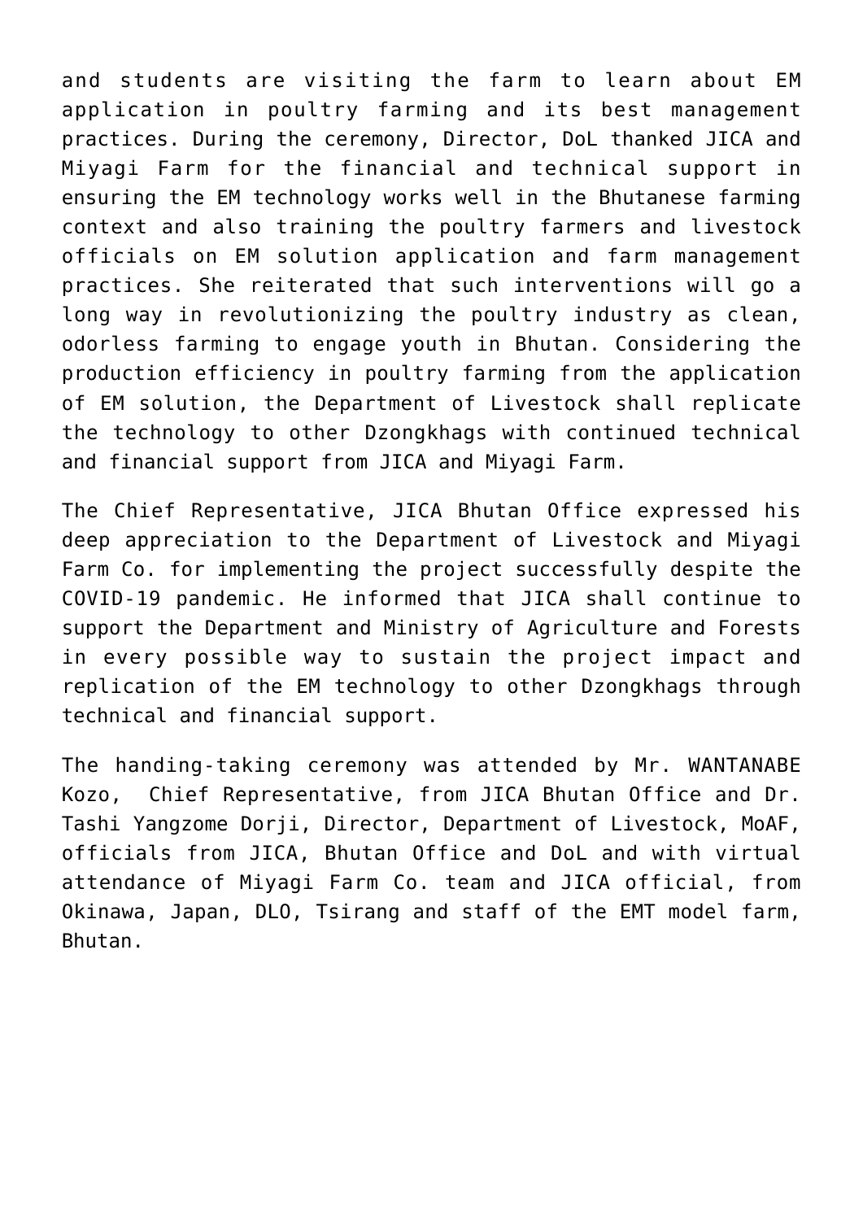and students are visiting the farm to learn about EM application in poultry farming and its best management practices. During the ceremony, Director, DoL thanked JICA and Miyagi Farm for the financial and technical support in ensuring the EM technology works well in the Bhutanese farming context and also training the poultry farmers and livestock officials on EM solution application and farm management practices. She reiterated that such interventions will go a long way in revolutionizing the poultry industry as clean, odorless farming to engage youth in Bhutan. Considering the production efficiency in poultry farming from the application of EM solution, the Department of Livestock shall replicate the technology to other Dzongkhags with continued technical and financial support from JICA and Miyagi Farm.

The Chief Representative, JICA Bhutan Office expressed his deep appreciation to the Department of Livestock and Miyagi Farm Co. for implementing the project successfully despite the COVID-19 pandemic. He informed that JICA shall continue to support the Department and Ministry of Agriculture and Forests in every possible way to sustain the project impact and replication of the EM technology to other Dzongkhags through technical and financial support.

The handing-taking ceremony was attended by Mr. WANTANABE Kozo, Chief Representative, from JICA Bhutan Office and Dr. Tashi Yangzome Dorji, Director, Department of Livestock, MoAF, officials from JICA, Bhutan Office and DoL and with virtual attendance of Miyagi Farm Co. team and JICA official, from Okinawa, Japan, DLO, Tsirang and staff of the EMT model farm, Bhutan.